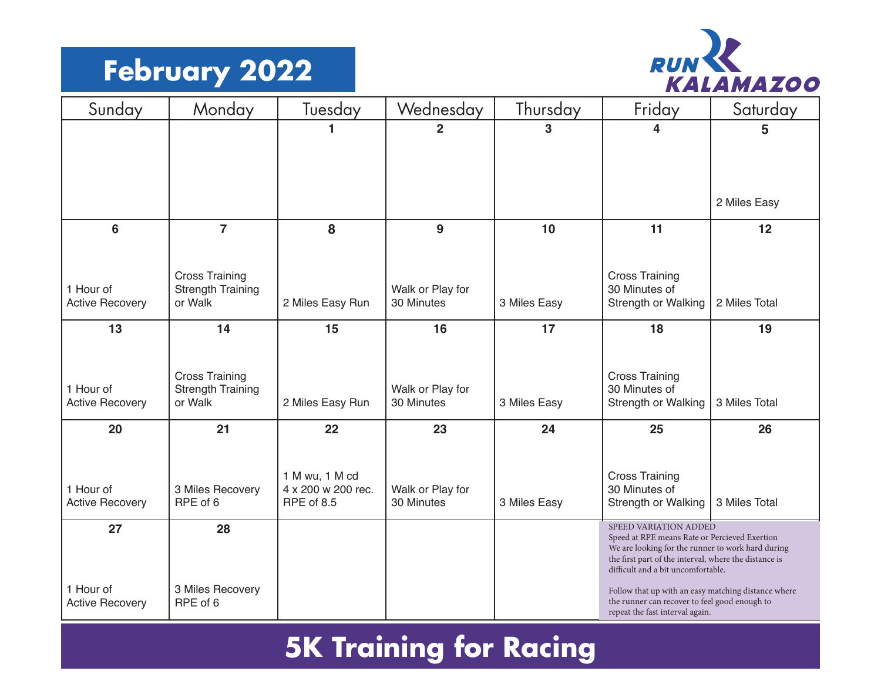# February 2022

RUN KALAMAZOO

| Sunday | Monday | Tuesday | Wednesday | Thursday | Friday | Saturday |
|---|---|---|---|---|---|---|
| | | 1 | 2 | 3 | 4 | 5<br>2 Miles Easy |
| 6<br>1 Hour of Active Recovery | 7<br>Cross Training Strength Training or Walk | 8<br>2 Miles Easy Run | 9<br>Walk or Play for 30 Minutes | 10<br>3 Miles Easy | 11<br>Cross Training 30 Minutes of Strength or Walking | 12<br>2 Miles Total |
| 13<br>1 Hour of Active Recovery | 14<br>Cross Training Strength Training or Walk | 15<br>2 Miles Easy Run | 16<br>Walk or Play for 30 Minutes | 17<br>3 Miles Easy | 18<br>Cross Training 30 Minutes of Strength or Walking | 19<br>3 Miles Total |
| 20<br>1 Hour of Active Recovery | 21<br>3 Miles Recovery RPE of 6 | 22<br>1 M wu, 1 M cd 4 x 200 w 200 rec. RPE of 8.5 | 23<br>Walk or Play for 30 Minutes | 24<br>3 Miles Easy | 25<br>Cross Training 30 Minutes of Strength or Walking | 26<br>3 Miles Total |
| 27<br>1 Hour of Active Recovery | 28<br>3 Miles Recovery RPE of 6 | | | | | |

SPEED VARIATION ADDED
Speed at RPE means Rate or Percieved Exertion
We are looking for the runner to work hard during the first part of the interval, where the distance is difficult and a bit uncomfortable.

Follow that up with an easy matching distance where the runner can recover to feel good enough to repeat the fast interval again.

## 5K Training for Racing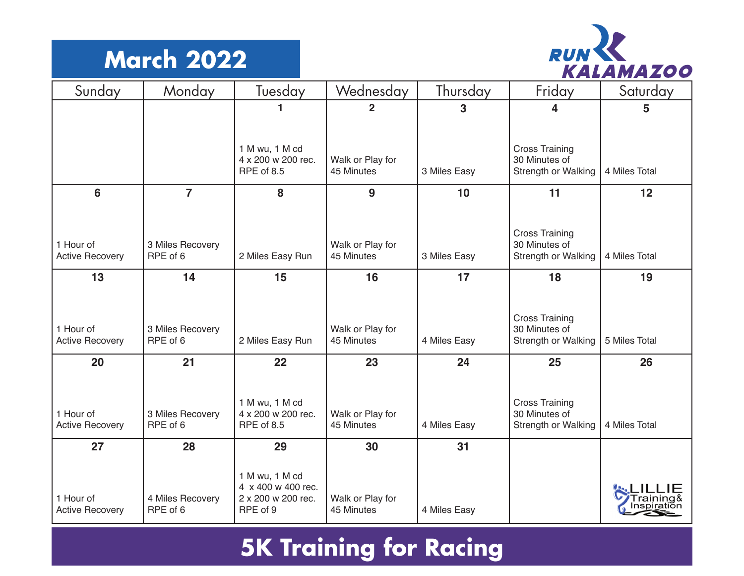# March 2022

RUN KALAMAZOO

| Sunday | Monday | Tuesday | Wednesday | Thursday | Friday | Saturday |
|---|---|---|---|---|---|---|
| | | **1**<br>1 M wu, 1 M cd<br>4 x 200 w 200 rec.<br>RPE of 8.5 | **2**<br>Walk or Play for 45 Minutes | **3**<br>3 Miles Easy | **4**<br>Cross Training<br>30 Minutes of Strength or Walking | **5**<br>4 Miles Total |
| **6**<br>1 Hour of Active Recovery | **7**<br>3 Miles Recovery<br>RPE of 6 | **8**<br>2 Miles Easy Run | **9**<br>Walk or Play for 45 Minutes | **10**<br>3 Miles Easy | **11**<br>Cross Training<br>30 Minutes of Strength or Walking | **12**<br>4 Miles Total |
| **13**<br>1 Hour of Active Recovery | **14**<br>3 Miles Recovery<br>RPE of 6 | **15**<br>2 Miles Easy Run | **16**<br>Walk or Play for 45 Minutes | **17**<br>4 Miles Easy | **18**<br>Cross Training<br>30 Minutes of Strength or Walking | **19**<br>5 Miles Total |
| **20**<br>1 Hour of Active Recovery | **21**<br>3 Miles Recovery<br>RPE of 6 | **22**<br>1 M wu, 1 M cd<br>4 x 200 w 200 rec.<br>RPE of 8.5 | **23**<br>Walk or Play for 45 Minutes | **24**<br>4 Miles Easy | **25**<br>Cross Training<br>30 Minutes of Strength or Walking | **26**<br>4 Miles Total |
| **27**<br>1 Hour of Active Recovery | **28**<br>4 Miles Recovery<br>RPE of 6 | **29**<br>1 M wu, 1 M cd<br>4 x 400 w 400 rec.<br>2 x 200 w 200 rec.<br>RPE of 9 | **30**<br>Walk or Play for 45 Minutes | **31**<br>4 Miles Easy | | LILLIE Training & Inspiration |

## 5K Training for Racing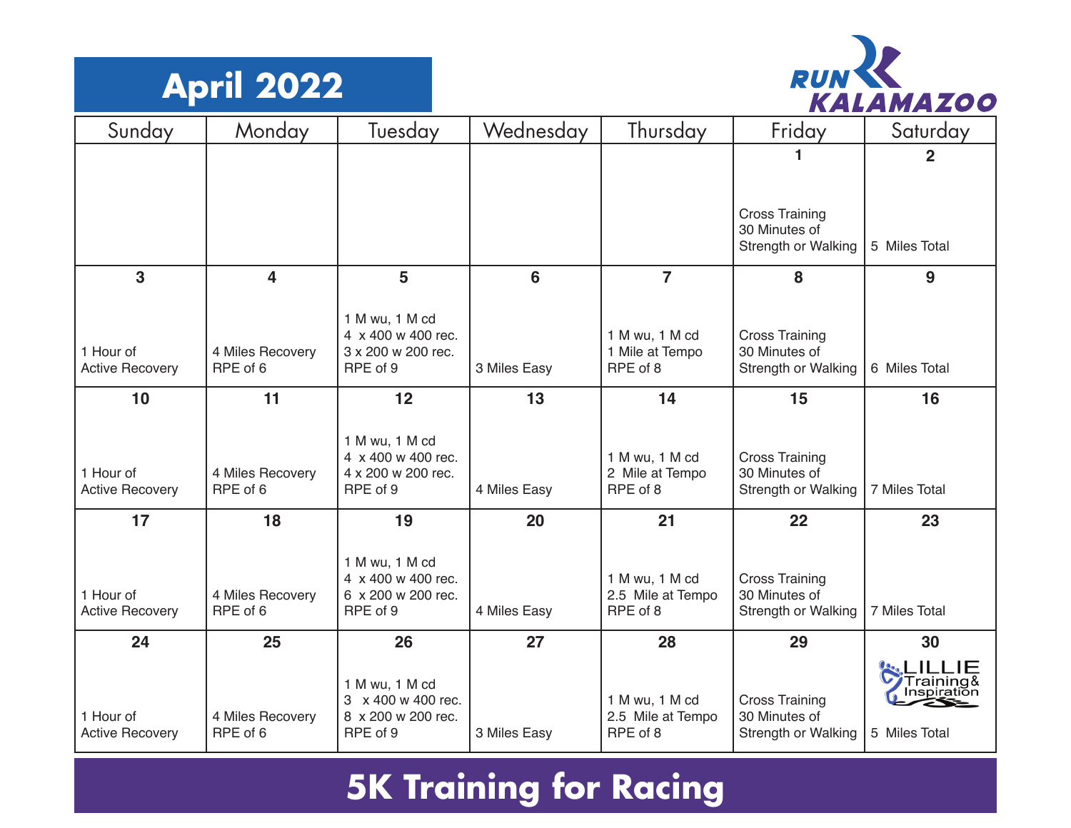# April 2022

RUN KALAMAZOO

| Sunday | Monday | Tuesday | Wednesday | Thursday | Friday | Saturday |
|---|---|---|---|---|---|---|
| | | | | | **1**<br>Cross Training<br>30 Minutes of<br>Strength or Walking | **2**<br>5 Miles Total |
| **3**<br>1 Hour of<br>Active Recovery | **4**<br>4 Miles Recovery<br>RPE of 6 | **5**<br>1 M wu, 1 M cd<br>4 x 400 w 400 rec.<br>3 x 200 w 200 rec.<br>RPE of 9 | **6**<br>3 Miles Easy | **7**<br>1 M wu, 1 M cd<br>1 Mile at Tempo<br>RPE of 8 | **8**<br>Cross Training<br>30 Minutes of<br>Strength or Walking | **9**<br>6 Miles Total |
| **10**<br>1 Hour of<br>Active Recovery | **11**<br>4 Miles Recovery<br>RPE of 6 | **12**<br>1 M wu, 1 M cd<br>4 x 400 w 400 rec.<br>4 x 200 w 200 rec.<br>RPE of 9 | **13**<br>4 Miles Easy | **14**<br>1 M wu, 1 M cd<br>2 Mile at Tempo<br>RPE of 8 | **15**<br>Cross Training<br>30 Minutes of<br>Strength or Walking | **16**<br>7 Miles Total |
| **17**<br>1 Hour of<br>Active Recovery | **18**<br>4 Miles Recovery<br>RPE of 6 | **19**<br>1 M wu, 1 M cd<br>4 x 400 w 400 rec.<br>6 x 200 w 200 rec.<br>RPE of 9 | **20**<br>4 Miles Easy | **21**<br>1 M wu, 1 M cd<br>2.5 Mile at Tempo<br>RPE of 8 | **22**<br>Cross Training<br>30 Minutes of<br>Strength or Walking | **23**<br>7 Miles Total |
| **24**<br>1 Hour of<br>Active Recovery | **25**<br>4 Miles Recovery<br>RPE of 6 | **26**<br>1 M wu, 1 M cd<br>3 x 400 w 400 rec.<br>8 x 200 w 200 rec.<br>RPE of 9 | **27**<br>3 Miles Easy | **28**<br>1 M wu, 1 M cd<br>2.5 Mile at Tempo<br>RPE of 8 | **29**<br>Cross Training<br>30 Minutes of<br>Strength or Walking | **30**<br>LILLIE Training & Inspiration<br>5 Miles Total |

## 5K Training for Racing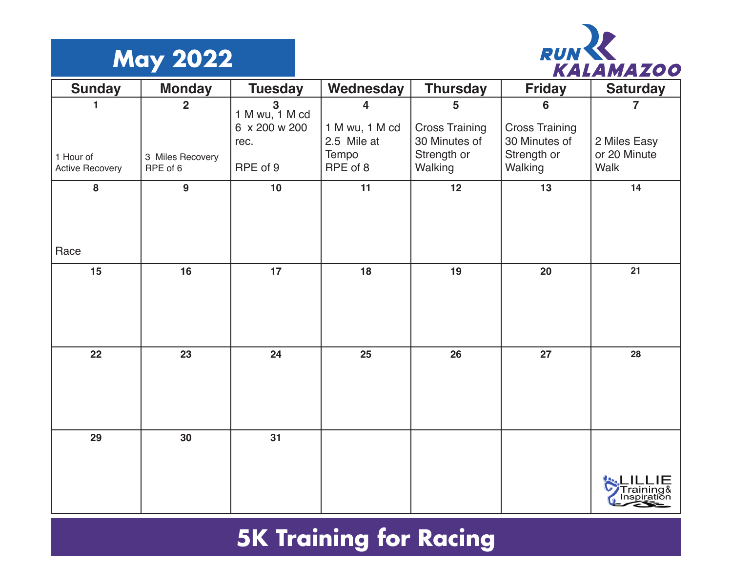# May 2022

RUN KALAMAZOO

| Sunday | Monday | Tuesday | Wednesday | Thursday | Friday | Saturday |
|---|---|---|---|---|---|---|
| 1<br>1 Hour of Active Recovery | 2<br>3 Miles Recovery RPE of 6 | 3<br>1 M wu, 1 M cd 6 x 200 w 200 rec.<br>RPE of 9 | 4<br>1 M wu, 1 M cd 2.5 Mile at Tempo RPE of 8 | 5<br>Cross Training 30 Minutes of Strength or Walking | 6<br>Cross Training 30 Minutes of Strength or Walking | 7<br>2 Miles Easy or 20 Minute Walk |
| 8<br>Race | 9 | 10 | 11 | 12 | 13 | 14 |
| 15 | 16 | 17 | 18 | 19 | 20 | 21 |
| 22 | 23 | 24 | 25 | 26 | 27 | 28 |
| 29 | 30 | 31 | | | | |

LILLIE Training & Inspiration

## 5K Training for Racing